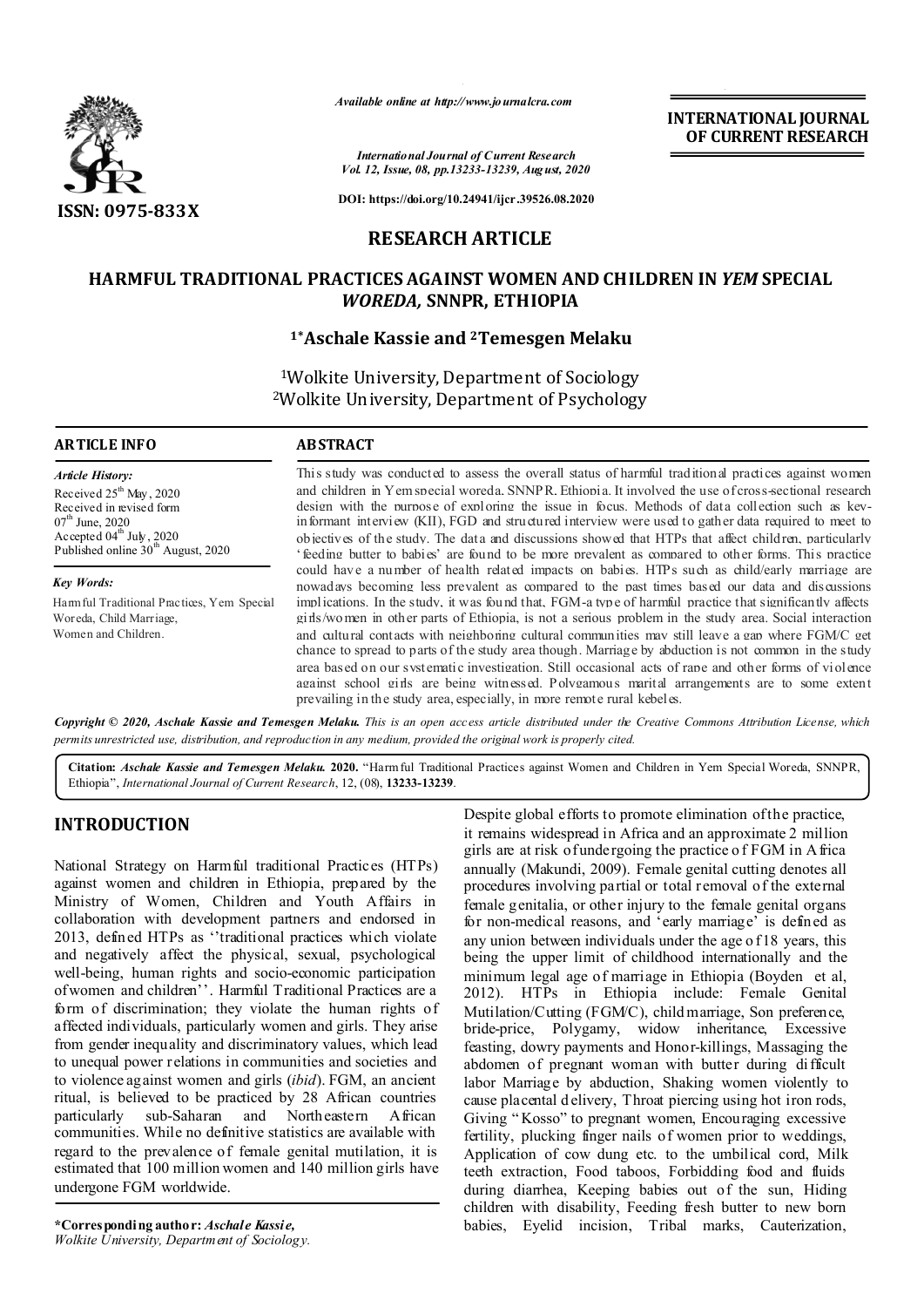ISSN: 0975-833X

*Available online at http://www.journalcra.com*

*International Journal of Current Research*
*Vol. 12, Issue, 08, pp.13233-13239, August, 2020*

**DOI: https://doi.org/10.24941/ijcr.39526.08.2020**

**INTERNATIONAL JOURNAL OF CURRENT RESEARCH**

## RESEARCH ARTICLE

# HARMFUL TRADITIONAL PRACTICES AGAINST WOMEN AND CHILDREN IN *YEM* SPECIAL *WOREDA,* SNNPR, ETHIOPIA

**[1]*Aschale Kassie and [2]Temesgen Melaku**

[1]Wolkite University, Department of Sociology
[2]Wolkite University, Department of Psychology

### ARTICLE INFO

*Article History:*

Received 25th May, 2020
Received in revised form 07th June, 2020
Accepted 04th July, 2020
Published online 30th August, 2020

*Key Words:*

Harmful Traditional Practices, Yem Special Woreda, Child Marriage, Women and Children.

### ABSTRACT

This study was conducted to assess the overall status of harmful traditional practices against women and children in Yem special woreda, SNNPR, Ethiopia. It involved the use of cross-sectional research design with the purpose of exploring the issue in focus. Methods of data collection such as key-informant interview (KII), FGD and structured interview were used to gather data required to meet to objectives of the study. The data and discussions showed that HTPs that affect children, particularly 'feeding butter to babies' are found to be more prevalent as compared to other forms. This practice could have a number of health related impacts on babies. HTPs such as child/early marriage are nowadays becoming less prevalent as compared to the past times based our data and discussions implications. In the study, it was found that, FGM-a type of harmful practice that significantly affects girls/women in other parts of Ethiopia, is not a serious problem in the study area. Social interaction and cultural contacts with neighboring cultural communities may still leave a gap where FGM/C get chance to spread to parts of the study area though. Marriage by abduction is not common in the study area based on our systematic investigation. Still occasional acts of rape and other forms of violence against school girls are being witnessed. Polygamous marital arrangements are to some extent prevailing in the study area, especially, in more remote rural kebeles.

***Copyright © 2020, Aschale Kassie and Temesgen Melaku.** This is an open access article distributed under the Creative Commons Attribution License, which permits unrestricted use, distribution, and reproduction in any medium, provided the original work is properly cited.*

**Citation:** ***Aschale Kassie and Temesgen Melaku.* 2020.** "Harmful Traditional Practices against Women and Children in Yem Special Woreda, SNNPR, Ethiopia", *International Journal of Current Research*, 12, (08), **13233-13239**.

## INTRODUCTION

National Strategy on Harmful traditional Practices (HTPs) against women and children in Ethiopia, prepared by the Ministry of Women, Children and Youth Affairs in collaboration with development partners and endorsed in 2013, defined HTPs as ''traditional practices which violate and negatively affect the physical, sexual, psychological well-being, human rights and socio-economic participation of women and children''. Harmful Traditional Practices are a form of discrimination; they violate the human rights of affected individuals, particularly women and girls. They arise from gender inequality and discriminatory values, which lead to unequal power relations in communities and societies and to violence against women and girls (*ibid*). FGM, an ancient ritual, is believed to be practiced by 28 African countries particularly sub-Saharan and Northeastern African communities. While no definitive statistics are available with regard to the prevalence of female genital mutilation, it is estimated that 100 million women and 140 million girls have undergone FGM worldwide.

Despite global efforts to promote elimination of the practice, it remains widespread in Africa and an approximate 2 million girls are at risk of undergoing the practice of FGM in Africa annually (Makundi, 2009). Female genital cutting denotes all procedures involving partial or total removal of the external female genitalia, or other injury to the female genital organs for non-medical reasons, and 'early marriage' is defined as any union between individuals under the age of 18 years, this being the upper limit of childhood internationally and the minimum legal age of marriage in Ethiopia (Boyden et al, 2012). HTPs in Ethiopia include: Female Genital Mutilation/Cutting (FGM/C), child marriage, Son preference, bride-price, Polygamy, widow inheritance, Excessive feasting, dowry payments and Honor-killings, Massaging the abdomen of pregnant woman with butter during difficult labor Marriage by abduction, Shaking women violently to cause placental delivery, Throat piercing using hot iron rods, Giving "Kosso" to pregnant women, Encouraging excessive fertility, plucking finger nails of women prior to weddings, Application of cow dung etc. to the umbilical cord, Milk teeth extraction, Food taboos, Forbidding food and fluids during diarrhea, Keeping babies out of the sun, Hiding children with disability, Feeding fresh butter to new born babies, Eyelid incision, Tribal marks, Cauterization,

***Corresponding author:** *Aschale Kassie,*
*Wolkite University, Department of Sociology.*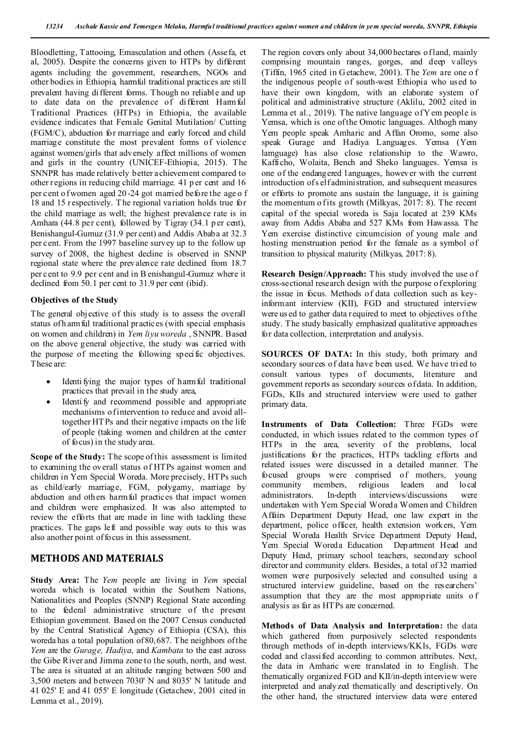Bloodletting, Tattooing, Emasculation and others (Assefa, et al, 2005). Despite the concerns given to HTPs by different agents including the government, researchers, NGOs and other bodies in Ethiopia, harmful traditional practices are still prevalent having different forms. Though no reliable and up to date data on the prevalence of different Harmful Traditional Practices (HTPs) in Ethiopia, the available evidence indicates that Female Genital Mutilation/ Cutting (FGM/C), abduction for marriage and early forced and child marriage constitute the most prevalent forms of violence against women/girls that adversely affect millions of women and girls in the country (UNICEF-Ethiopia, 2015). The SNNPR has made relatively better achievement compared to other regions in reducing child marriage. 41 per cent and 16 per cent of women aged 20-24 got married before the age of 18 and 15 respectively. The regional variation holds true for the child marriage as well; the highest prevalence rate is in Amhara (44.8 per cent), followed by Tigray (34.1 per cent), Benishangul-Gumuz (31.9 per cent) and Addis Ababa at 32.3 per cent. From the 1997 baseline survey up to the follow up survey of 2008, the highest decline is observed in SNNP regional state where the prevalence rate declined from 18.7 per cent to 9.9 per cent and in Benishangul-Gumuz where it declined from 50.1 per cent to 31.9 per cent (ibid).

### Objectives of the Study

The general objective of this study is to assess the overall status of harmful traditional practices (with special emphasis on women and children) in *Yem liyu woreda* , SNNPR. Based on the above general objective, the study was carried with the purpose of meeting the following specific objectives. These are:

- Identifying the major types of harmful traditional practices that prevail in the study area,
- Identify and recommend possible and appropriate mechanisms of intervention to reduce and avoid all-together HTPs and their negative impacts on the life of people (taking women and children at the center of focus) in the study area.

**Scope of the Study:** The scope of this assessment is limited to examining the overall status of HTPs against women and children in Yem Special Woreda. More precisely, HTPs such as child/early marriage, FGM, polygamy, marriage by abduction and others harmful practices that impact women and children were emphasized. It was also attempted to review the efforts that are made in line with tackling these practices. The gaps left and possible way outs to this was also another point of focus in this assessment.

## METHODS AND MATERIALS

**Study Area:** The *Yem* people are living in *Yem* special woreda which is located within the Southern Nations, Nationalities and Peoples (SNNP) Regional State according to the federal administrative structure of the present Ethiopian government. Based on the 2007 Census conducted by the Central Statistical Agency of Ethiopia (CSA), this woreda has a total population of 80,687. The neighbors of the *Yem* are the *Gurage, Hadiya*, and *Kambata* to the east across the Gibe River and Jimma zone to the south, north, and west. The area is situated at an altitude ranging between 500 and 3,500 meters and between 7030' N and 8035' N latitude and 41 025' E and 41 055' E longitude (Getachew, 2001 cited in Lemma et al., 2019).

The region covers only about 34,000 hectares of land, mainly comprising mountain ranges, gorges, and deep valleys (Tiffin, 1965 cited in Getachew, 2001). The *Yem* are one of the indigenous people of south-west Ethiopia who used to have their own kingdom, with an elaborate system of political and administrative structure (Aklilu, 2002 cited in Lemma et al., 2019). The native language of Yem people is Yemsa, which is one of the Omotic languages. Althogh many Yem people speak Amharic and Affan Oromo, some also speak Gurage and Hadiya Languages. Yemsa (Yem lamguage) has also close relationship to the Wawro, Kafficho, Wolaita, Bench and Sheko languages. Yemsa is one of the endangered languages, however with the current introduction of self administration, and subsequent measures or efforts to promote ans sustain the language, it is gaining the momentum of its growth (Milkyas, 2017: 8). The recent capital of the special woreda is Saja located at 239 KMs away from Addis Ababa and 527 KMs from Hawassa. The Yem exercise distinctive circumcision of young male and hosting menstruation period for the female as a symbol of transition to physical maturity (Milkyas, 2017: 8).

**Research Design/Approach:** This study involved the use of cross-sectional research design with the purpose of exploring the issue in focus. Methods of data collection such as key-informant interview (KII), FGD and structured interview were used to gather data required to meet to objectives of the study. The study basically emphasized qualitative approaches for data collection, interpretation and analysis.

**SOURCES OF DATA:** In this study, both primary and secondary sources of data have been used. We have tried to consult various types of documents, literature and government reports as secondary sources of data. In addition, FGDs, KIIs and structured interview were used to gather primary data.

**Instruments of Data Collection:** Three FGDs were conducted, in which issues related to the common types of HTPs in the area, severity of the problems, local justifications for the practices, HTPs tackling efforts and related issues were discussed in a detailed manner. The focused groups were comprised of mothers, young community members, religious leaders and local administrators. In-depth interviews/discussions were undertaken with Yem Special Woreda Women and Children Affairs Department Deputy Head, one law expert in the department, police officer, health extension workers, Yem Special Woreda Health Srvice Department Deputy Head, Yem Special Woreda Education Department Head and Deputy Head, primary school teachers, secondary school director and community elders. Besides, a total of 32 married women were purposively selected and consulted using a structured interview guideline, based on the researchers' assumption that they are the most appropriate units of analysis as far as HTPs are concerned.

**Methods of Data Analysis and Interpretation:** the data which gathered from purposively selected respondents through methods of in-depth interviews/KKIs, FGDs were coded and classified according to common attributes. Next, the data in Amharic were translated in to English. The thematically organized FGD and KII/in-depth interview were interpreted and analyzed thematically and descriptively. On the other hand, the structured interview data were entered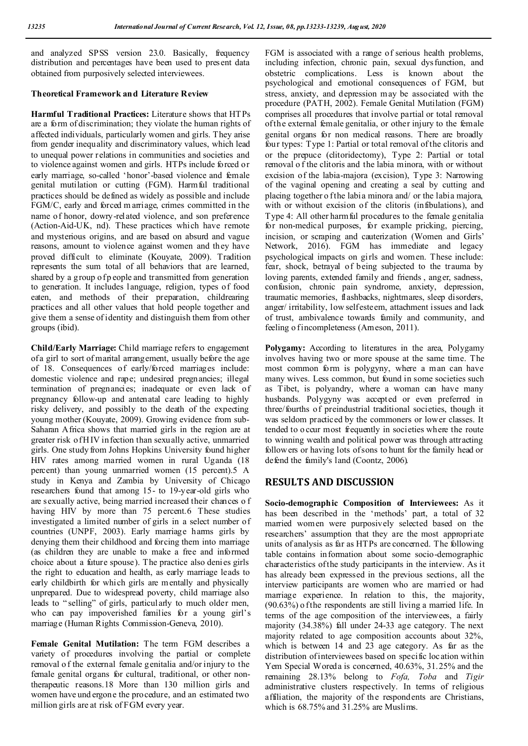and analyzed SPSS version 23.0. Basically, frequency distribution and percentages have been used to present data obtained from purposively selected interviewees.

**Theoretical Framework and Literature Review**

**Harmful Traditional Practices:** Literature shows that HTPs are a form of discrimination; they violate the human rights of affected individuals, particularly women and girls. They arise from gender inequality and discriminatory values, which lead to unequal power relations in communities and societies and to violence against women and girls. HTPs include forced or early marriage, so-called 'honor'-based violence and female genital mutilation or cutting (FGM). Harmful traditional practices should be defined as widely as possible and include FGM/C, early and forced marriage, crimes committed in the name of honor, dowry-related violence, and son preference (Action-Aid-UK, nd). These practices which have remote and mysterious origins, and are based on absurd and vague reasons, amount to violence against women and they have proved difficult to eliminate (Kouyate, 2009). Tradition represents the sum total of all behaviors that are learned, shared by a group of people and transmitted from generation to generation. It includes language, religion, types of food eaten, and methods of their preparation, childrearing practices and all other values that hold people together and give them a sense of identity and distinguish them from other groups (ibid).

**Child/Early Marriage:** Child marriage refers to engagement of a girl to sort of marital arrangement, usually before the age of 18. Consequences of early/forced marriages include: domestic violence and rape; undesired pregnancies; illegal termination of pregnancies; inadequate or even lack of pregnancy follow-up and antenatal care leading to highly risky delivery, and possibly to the death of the expecting young mother (Kouyate, 2009). Growing evidence from sub-Saharan Africa shows that married girls in the region are at greater risk of HIV infection than sexually active, unmarried girls. One study from Johns Hopkins University found higher HIV rates among married women in rural Uganda (18 percent) than young unmarried women (15 percent).5 A study in Kenya and Zambia by University of Chicago researchers found that among 15- to 19-year-old girls who are sexually active, being married increased their chances of having HIV by more than 75 percent.6 These studies investigated a limited number of girls in a select number of countries (UNPF, 2003). Early marriage harms girls by denying them their childhood and forcing them into marriage (as children they are unable to make a free and informed choice about a future spouse). The practice also denies girls the right to education and health, as early marriage leads to early childbirth for which girls are mentally and physically unprepared. Due to widespread poverty, child marriage also leads to "selling" of girls, particularly to much older men, who can pay impoverished families for a young girl's marriage (Human Rights Commission-Geneva, 2010).

**Female Genital Mutilation:** The term FGM describes a variety of procedures involving the partial or complete removal of the external female genitalia and/or injury to the female genital organs for cultural, traditional, or other non-therapeutic reasons.18 More than 130 million girls and women have undergone the procedure, and an estimated two million girls are at risk of FGM every year.

FGM is associated with a range of serious health problems, including infection, chronic pain, sexual dysfunction, and obstetric complications. Less is known about the psychological and emotional consequences of FGM, but stress, anxiety, and depression may be associated with the procedure (PATH, 2002). Female Genital Mutilation (FGM) comprises all procedures that involve partial or total removal of the external female genitalia, or other injury to the female genital organs for non medical reasons. There are broadly four types: Type 1: Partial or total removal of the clitoris and or the prepuce (clitoridectomy), Type 2: Partial or total removal of the clitoris and the labia minora, with or without excision of the labia-majora (excision), Type 3: Narrowing of the vaginal opening and creating a seal by cutting and placing together of the labia minora and/ or the labia majora, with or without excision of the clitoris (infibulations), and Type 4: All other harmful procedures to the female genitalia for non-medical purposes, for example pricking, piercing, incision, or scraping and cauterization (Women and Girls' Network, 2016). FGM has immediate and legacy psychological impacts on girls and women. These include: fear, shock, betrayal of being subjected to the trauma by loving parents, extended family and friends , anger, sadness, confusion, chronic pain syndrome, anxiety, depression, traumatic memories, flashbacks, nightmares, sleep disorders, anger/ irritability, low self esteem, attachment issues and lack of trust, ambivalence towards family and community, and feeling of incompleteness (Arneson, 2011).

**Polygamy:** According to literatures in the area, Polygamy involves having two or more spouse at the same time. The most common form is polygyny, where a man can have many wives. Less common, but found in some societies such as Tibet, is polyandry, where a woman can have many husbands. Polygyny was accepted or even preferred in three/fourths of preindustrial traditional societies, though it was seldom practiced by the commoners or lower classes. It tended to occur most frequently in societies where the route to winning wealth and political power was through attracting followers or having lots of sons to hunt for the family head or defend the family's land (Coontz, 2006).

## RESULTS AND DISCUSSION

**Socio-demographic Composition of Interviewees:** As it has been described in the 'methods' part, a total of 32 married women were purposively selected based on the researchers' assumption that they are the most appropriate units of analysis as far as HTPs are concerned. The following table contains information about some socio-demographic characteristics of the study participants in the interview. As it has already been expressed in the previous sections, all the interview participants are women who are married or had marriage experience. In relation to this, the majority, (90.63%) of the respondents are still living a married life. In terms of the age composition of the interviewees, a fairly majority (34.38%) fall under 24-33 age category. The next majority related to age composition accounts about 32%, which is between 14 and 23 age category. As far as the distribution of interviewees based on specific location within Yem Special Woreda is concerned, 40.63%, 31.25% and the remaining 28.13% belong to *Fofa, Toba* and *Tigir* administrative clusters respectively. In terms of religious affiliation, the majority of the respondents are Christians, which is 68.75% and 31.25% are Muslims.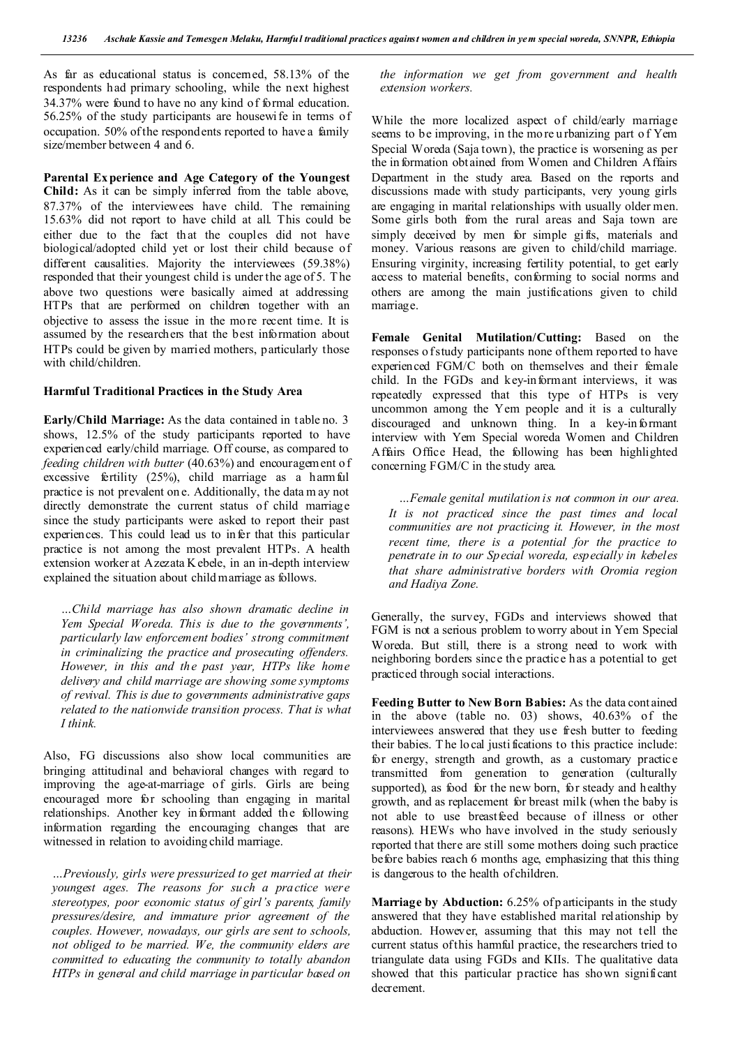As far as educational status is concerned, 58.13% of the respondents had primary schooling, while the next highest 34.37% were found to have no any kind of formal education. 56.25% of the study participants are housewife in terms of occupation. 50% of the respondents reported to have a family size/member between 4 and 6.

**Parental Experience and Age Category of the Youngest Child:** As it can be simply inferred from the table above, 87.37% of the interviewees have child. The remaining 15.63% did not report to have child at all. This could be either due to the fact that the couples did not have biological/adopted child yet or lost their child because of different causalities. Majority the interviewees (59.38%) responded that their youngest child is under the age of 5. The above two questions were basically aimed at addressing HTPs that are performed on children together with an objective to assess the issue in the more recent time. It is assumed by the researchers that the best information about HTPs could be given by married mothers, particularly those with child/children.

**Harmful Traditional Practices in the Study Area**

**Early/Child Marriage:** As the data contained in table no. 3 shows, 12.5% of the study participants reported to have experienced early/child marriage. Off course, as compared to *feeding children with butter* (40.63%) and encouragement of excessive fertility (25%), child marriage as a harmful practice is not prevalent one. Additionally, the data may not directly demonstrate the current status of child marriage since the study participants were asked to report their past experiences. This could lead us to infer that this particular practice is not among the most prevalent HTPs. A health extension worker at Azezata Kebele, in an in-depth interview explained the situation about child marriage as follows.

> *…Child marriage has also shown dramatic decline in Yem Special Woreda. This is due to the governments', particularly law enforcement bodies' strong commitment in criminalizing the practice and prosecuting offenders. However, in this and the past year, HTPs like home delivery and child marriage are showing some symptoms of revival. This is due to governments administrative gaps related to the nationwide transition process. That is what I think.*

Also, FG discussions also show local communities are bringing attitudinal and behavioral changes with regard to improving the age-at-marriage of girls. Girls are being encouraged more for schooling than engaging in marital relationships. Another key informant added the following information regarding the encouraging changes that are witnessed in relation to avoiding child marriage.

> *…Previously, girls were pressurized to get married at their youngest ages. The reasons for such a practice were stereotypes, poor economic status of girl's parents, family pressures/desire, and immature prior agreement of the couples. However, nowadays, our girls are sent to schools, not obliged to be married. We, the community elders are committed to educating the community to totally abandon HTPs in general and child marriage in particular based on the information we get from government and health extension workers.*

While the more localized aspect of child/early marriage seems to be improving, in the more urbanizing part of Yem Special Woreda (Saja town), the practice is worsening as per the information obtained from Women and Children Affairs Department in the study area. Based on the reports and discussions made with study participants, very young girls are engaging in marital relationships with usually older men. Some girls both from the rural areas and Saja town are simply deceived by men for simple gifts, materials and money. Various reasons are given to child/child marriage. Ensuring virginity, increasing fertility potential, to get early access to material benefits, conforming to social norms and others are among the main justifications given to child marriage.

**Female Genital Mutilation/Cutting:** Based on the responses of study participants none of them reported to have experienced FGM/C both on themselves and their female child. In the FGDs and key-informant interviews, it was repeatedly expressed that this type of HTPs is very uncommon among the Yem people and it is a culturally discouraged and unknown thing. In a key-informant interview with Yem Special woreda Women and Children Affairs Office Head, the following has been highlighted concerning FGM/C in the study area.

> *…Female genital mutilation is not common in our area. It is not practiced since the past times and local communities are not practicing it. However, in the most recent time, there is a potential for the practice to penetrate in to our Special woreda, especially in kebeles that share administrative borders with Oromia region and Hadiya Zone.*

Generally, the survey, FGDs and interviews showed that FGM is not a serious problem to worry about in Yem Special Woreda. But still, there is a strong need to work with neighboring borders since the practice has a potential to get practiced through social interactions.

**Feeding Butter to New Born Babies:** As the data contained in the above (table no. 03) shows, 40.63% of the interviewees answered that they use fresh butter to feeding their babies. The local justifications to this practice include: for energy, strength and growth, as a customary practice transmitted from generation to generation (culturally supported), as food for the new born, for steady and healthy growth, and as replacement for breast milk (when the baby is not able to use breastfeed because of illness or other reasons). HEWs who have involved in the study seriously reported that there are still some mothers doing such practice before babies reach 6 months age, emphasizing that this thing is dangerous to the health of children.

**Marriage by Abduction:** 6.25% of participants in the study answered that they have established marital relationship by abduction. However, assuming that this may not tell the current status of this harmful practice, the researchers tried to triangulate data using FGDs and KIIs. The qualitative data showed that this particular practice has shown significant decrement.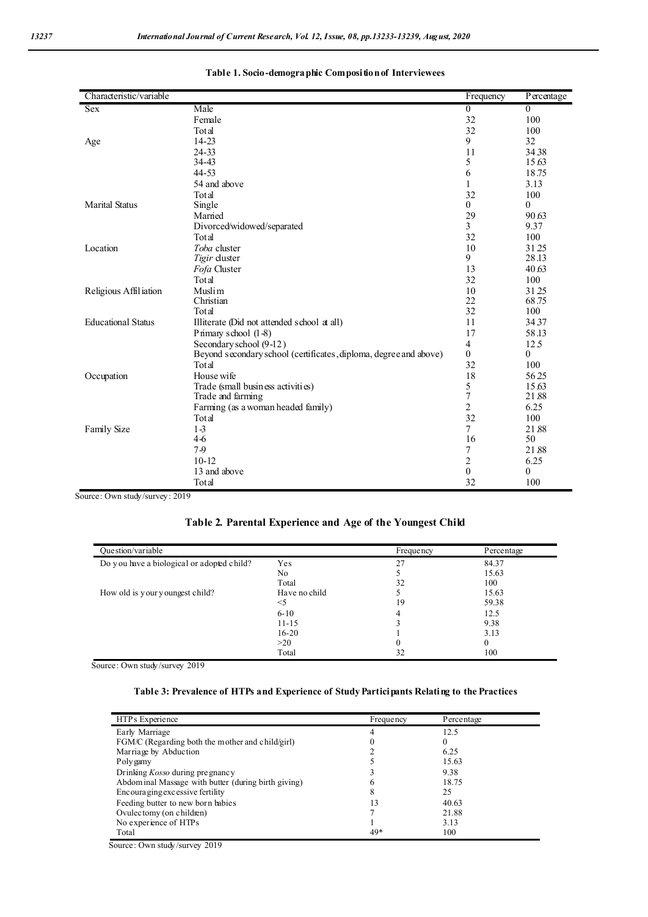**Table 1. Socio-demographic Composition of Interviewees**

| Characteristic/variable | | Frequency | Percentage |
|---|---|---|---|
| Sex | Male | 0 | 0 |
| | Female | 32 | 100 |
| | Total | 32 | 100 |
| Age | 14-23 | 9 | 32 |
| | 24-33 | 11 | 34.38 |
| | 34-43 | 5 | 15.63 |
| | 44-53 | 6 | 18.75 |
| | 54 and above | 1 | 3.13 |
| | Total | 32 | 100 |
| Marital Status | Single | 0 | 0 |
| | Married | 29 | 90.63 |
| | Divorced/widowed/separated | 3 | 9.37 |
| | Total | 32 | 100 |
| Location | *Toba* cluster | 10 | 31.25 |
| | *Tigir* cluster | 9 | 28.13 |
| | *Fofa* Cluster | 13 | 40.63 |
| | Total | 32 | 100 |
| Religious Affiliation | Muslim | 10 | 31.25 |
| | Christian | 22 | 68.75 |
| | Total | 32 | 100 |
| Educational Status | Illiterate (Did not attended school at all) | 11 | 34.37 |
| | Primary school (1-8) | 17 | 58.13 |
| | Secondary school (9-12) | 4 | 12.5 |
| | Beyond secondary school (certificates, diploma, degree and above) | 0 | 0 |
| | Total | 32 | 100 |
| Occupation | House wife | 18 | 56.25 |
| | Trade (small business activities) | 5 | 15.63 |
| | Trade and farming | 7 | 21.88 |
| | Farming (as a woman headed family) | 2 | 6.25 |
| | Total | 32 | 100 |
| Family Size | 1-3 | 7 | 21.88 |
| | 4-6 | 16 | 50 |
| | 7-9 | 7 | 21.88 |
| | 10-12 | 2 | 6.25 |
| | 13 and above | 0 | 0 |
| | Total | 32 | 100 |

Source: Own study/survey: 2019

**Table 2. Parental Experience and Age of the Youngest Child**

| Question/variable | | Frequency | Percentage |
|---|---|---|---|
| Do you have a biological or adopted child? | Yes | 27 | 84.37 |
| | No | 5 | 15.63 |
| | Total | 32 | 100 |
| How old is your youngest child? | Have no child | 5 | 15.63 |
| | <5 | 19 | 59.38 |
| | 6-10 | 4 | 12.5 |
| | 11-15 | 3 | 9.38 |
| | 16-20 | 1 | 3.13 |
| | >20 | 0 | 0 |
| | Total | 32 | 100 |

Source: Own study/survey 2019

**Table 3: Prevalence of HTPs and Experience of Study Participants Relating to the Practices**

| HTPs Experience | Frequency | Percentage |
|---|---|---|
| Early Marriage | 4 | 12.5 |
| FGM/C (Regarding both the mother and child/girl) | 0 | 0 |
| Marriage by Abduction | 2 | 6.25 |
| Polygamy | 5 | 15.63 |
| Drinking *Kosso* during pregnancy | 3 | 9.38 |
| Abdominal Massage with butter (during birth giving) | 6 | 18.75 |
| Encouraging excessive fertility | 8 | 25 |
| Feeding butter to new born babies | 13 | 40.63 |
| Ovulectomy (on children) | 7 | 21.88 |
| No experience of HTPs | 1 | 3.13 |
| Total | 49* | 100 |

Source: Own study/survey 2019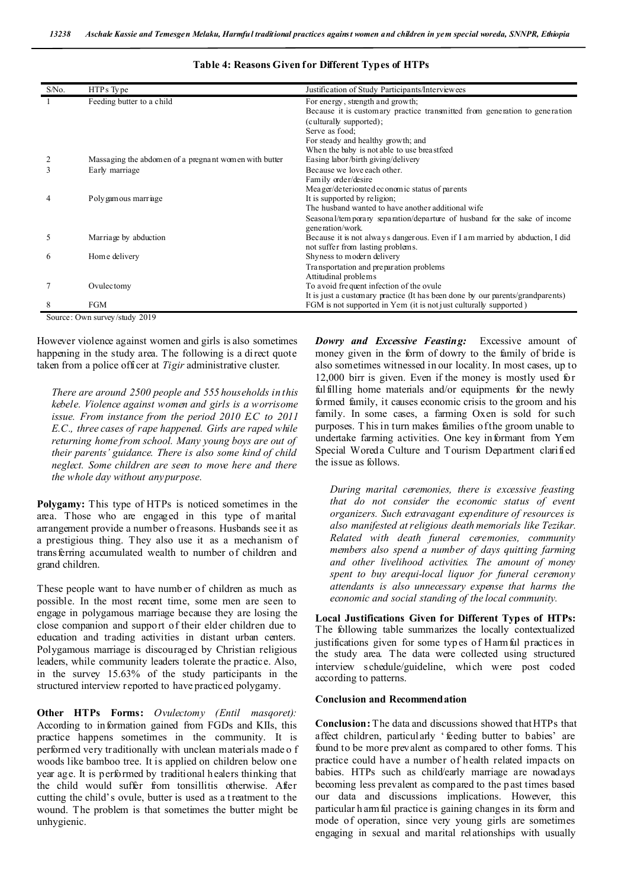**Table 4: Reasons Given for Different Types of HTPs**

| S/No. | HTPs Type | Justification of Study Participants/Interviewees |
|---|---|---|
| 1 | Feeding butter to a child | For energy, strength and growth;<br>Because it is customary practice transmitted from generation to generation (culturally supported);<br>Serve as food;<br>For steady and healthy growth; and<br>When the baby is not able to use breastfeed |
| 2 | Massaging the abdomen of a pregnant women with butter | Easing labor/birth giving/delivery |
| 3 | Early marriage | Because we love each other.<br>Family order/desire<br>Meager/deteriorated economic status of parents |
| 4 | Polygamous marriage | It is supported by religion;<br>The husband wanted to have another additional wife<br>Seasonal/temporary separation/departure of husband for the sake of income generation/work. |
| 5 | Marriage by abduction | Because it is not always dangerous. Even if I am married by abduction, I did not suffer from lasting problems. |
| 6 | Home delivery | Shyness to modern delivery<br>Transportation and preparation problems<br>Attitudinal problems |
| 7 | Ovulectomy | To avoid frequent infection of the ovule<br>It is just a customary practice (It has been done by our parents/grandparents) |
| 8 | FGM | FGM is not supported in Yem (it is not just culturally supported) |

Source: Own survey/study 2019

However violence against women and girls is also sometimes happening in the study area. The following is a direct quote taken from a police officer at *Tigir* administrative cluster.

> *There are around 2500 people and 555 households in this kebele. Violence against women and girls is a worrisome issue. From instance from the period 2010 E.C to 2011 E.C., three cases of rape happened. Girls are raped while returning home from school. Many young boys are out of their parents' guidance. There is also some kind of child neglect. Some children are seen to move here and there the whole day without any purpose.*

**Polygamy:** This type of HTPs is noticed sometimes in the area. Those who are engaged in this type of marital arrangement provide a number of reasons. Husbands see it as a prestigious thing. They also use it as a mechanism of transferring accumulated wealth to number of children and grand children.

These people want to have number of children as much as possible. In the most recent time, some men are seen to engage in polygamous marriage because they are losing the close companion and support of their elder children due to education and trading activities in distant urban centers. Polygamous marriage is discouraged by Christian religious leaders, while community leaders tolerate the practice. Also, in the survey 15.63% of the study participants in the structured interview reported to have practiced polygamy.

**Other HTPs Forms:** *Ovulectomy (Entil masqoret):* According to information gained from FGDs and KIIs, this practice happens sometimes in the community. It is performed very traditionally with unclean materials made of woods like bamboo tree. It is applied on children below one year age. It is performed by traditional healers thinking that the child would suffer from tonsillitis otherwise. After cutting the child's ovule, butter is used as a treatment to the wound. The problem is that sometimes the butter might be unhygienic.

***Dowry and Excessive Feasting:*** Excessive amount of money given in the form of dowry to the family of bride is also sometimes witnessed in our locality. In most cases, up to 12,000 birr is given. Even if the money is mostly used for fulfilling home materials and/or equipments for the newly formed family, it causes economic crisis to the groom and his family. In some cases, a farming Oxen is sold for such purposes. This in turn makes families of the groom unable to undertake farming activities. One key informant from Yem Special Woreda Culture and Tourism Department clarified the issue as follows.

> *During marital ceremonies, there is excessive feasting that do not consider the economic status of event organizers. Such extravagant expenditure of resources is also manifested at religious death memorials like Tezikar. Related with death funeral ceremonies, community members also spend a number of days quitting farming and other livelihood activities. The amount of money spent to buy arequi-local liquor for funeral ceremony attendants is also unnecessary expense that harms the economic and social standing of the local community.*

**Local Justifications Given for Different Types of HTPs:** The following table summarizes the locally contextualized justifications given for some types of Harmful practices in the study area. The data were collected using structured interview schedule/guideline, which were post coded according to patterns.

## Conclusion and Recommendation

**Conclusion:** The data and discussions showed that HTPs that affect children, particularly 'feeding butter to babies' are found to be more prevalent as compared to other forms. This practice could have a number of health related impacts on babies. HTPs such as child/early marriage are nowadays becoming less prevalent as compared to the past times based our data and discussions implications. However, this particular harmful practice is gaining changes in its form and mode of operation, since very young girls are sometimes engaging in sexual and marital relationships with usually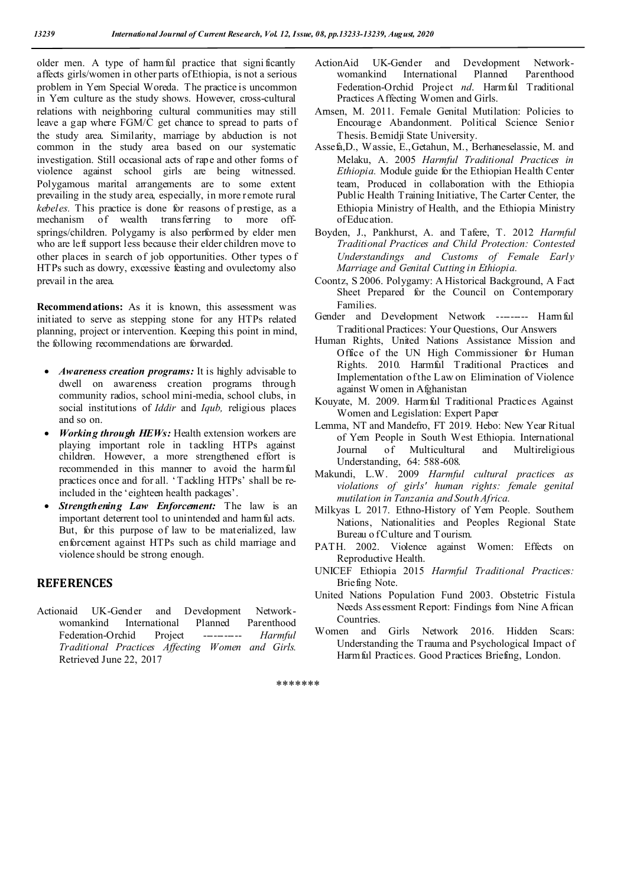older men. A type of harmful practice that significantly affects girls/women in other parts of Ethiopia, is not a serious problem in Yem Special Woreda. The practice is uncommon in Yem culture as the study shows. However, cross-cultural relations with neighboring cultural communities may still leave a gap where FGM/C get chance to spread to parts of the study area. Similarity, marriage by abduction is not common in the study area based on our systematic investigation. Still occasional acts of rape and other forms of violence against school girls are being witnessed. Polygamous marital arrangements are to some extent prevailing in the study area, especially, in more remote rural *kebeles*. This practice is done for reasons of prestige, as a mechanism of wealth transferring to more off-springs/children. Polygamy is also performed by elder men who are left support less because their elder children move to other places in search of job opportunities. Other types of HTPs such as dowry, excessive feasting and ovulectomy also prevail in the area.

**Recommendations:** As it is known, this assessment was initiated to serve as stepping stone for any HTPs related planning, project or intervention. Keeping this point in mind, the following recommendations are forwarded.

- ***Awareness creation programs:*** It is highly advisable to dwell on awareness creation programs through community radios, school mini-media, school clubs, in social institutions of *Iddir* and *Iqub,* religious places and so on.
- ***Working through HEWs:*** Health extension workers are playing important role in tackling HTPs against children. However, a more strengthened effort is recommended in this manner to avoid the harmful practices once and for all. 'Tackling HTPs' shall be re-included in the 'eighteen health packages'.
- ***Strengthening Law Enforcement:*** The law is an important deterrent tool to unintended and harmful acts. But, for this purpose of law to be materialized, law enforcement against HTPs such as child marriage and violence should be strong enough.

## REFERENCES

Actionaid UK-Gender and Development Network-womankind International Planned Parenthood Federation-Orchid Project --------- *Harmful Traditional Practices Affecting Women and Girls.* Retrieved June 22, 2017

ActionAid UK-Gender and Development Network-womankind International Planned Parenthood Federation-Orchid Project *nd*. Harmful Traditional Practices Affecting Women and Girls.

Arnsen, M. 2011. Female Genital Mutilation: Policies to Encourage Abandonment. Political Science Senior Thesis. Bemidji State University.

Assefa, D., Wassie, E., Getahun, M., Berhaneselassie, M. and Melaku, A. 2005 *Harmful Traditional Practices in Ethiopia.* Module guide for the Ethiopian Health Center team, Produced in collaboration with the Ethiopia Public Health Training Initiative, The Carter Center, the Ethiopia Ministry of Health, and the Ethiopia Ministry of Education.

Boyden, J., Pankhurst, A. and Tafere, T. 2012 *Harmful Traditional Practices and Child Protection: Contested Understandings and Customs of Female Early Marriage and Genital Cutting in Ethiopia.*

Coontz, S 2006. Polygamy: A Historical Background, A Fact Sheet Prepared for the Council on Contemporary Families.

Gender and Development Network --------- Harmful Traditional Practices: Your Questions, Our Answers

Human Rights, United Nations Assistance Mission and Office of the UN High Commissioner for Human Rights. 2010. Harmful Traditional Practices and Implementation of the Law on Elimination of Violence against Women in Afghanistan

Kouyate, M. 2009. Harmful Traditional Practices Against Women and Legislation: Expert Paper

Lemma, NT and Mandefro, FT 2019. Hebo: New Year Ritual of Yem People in South West Ethiopia. International Journal of Multicultural and Multireligious Understanding, 64: 588-608.

Makundi, L.W. 2009 *Harmful cultural practices as violations of girls' human rights: female genital mutilation in Tanzania and South Africa.*

Milkyas L 2017. Ethno-History of Yem People. Southern Nations, Nationalities and Peoples Regional State Bureau of Culture and Tourism.

PATH. 2002. Violence against Women: Effects on Reproductive Health.

UNICEF Ethiopia 2015 *Harmful Traditional Practices:* Briefing Note.

United Nations Population Fund 2003. Obstetric Fistula Needs Assessment Report: Findings from Nine African Countries.

Women and Girls Network 2016. Hidden Scars: Understanding the Trauma and Psychological Impact of Harmful Practices. Good Practices Briefing, London.

*******